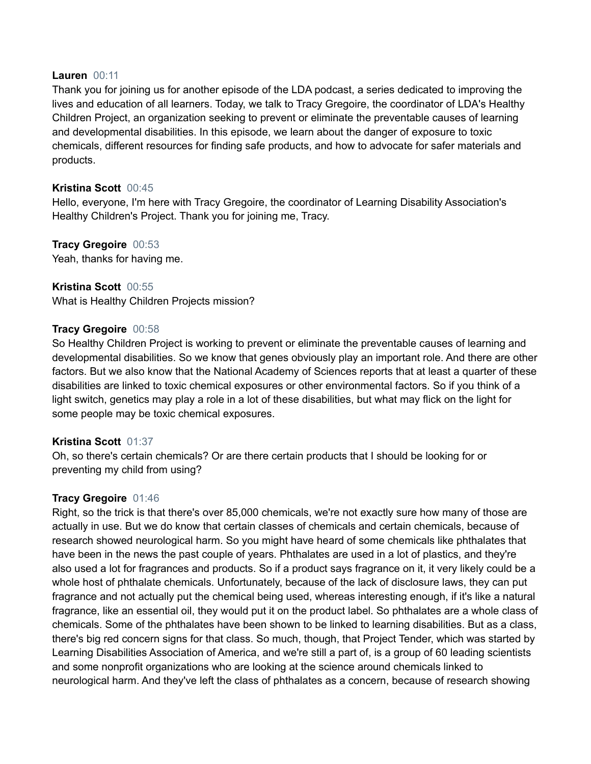**Lauren** 00:11
Thank you for joining us for another episode of the LDA podcast, a series dedicated to improving the lives and education of all learners. Today, we talk to Tracy Gregoire, the coordinator of LDA's Healthy Children Project, an organization seeking to prevent or eliminate the preventable causes of learning and developmental disabilities. In this episode, we learn about the danger of exposure to toxic chemicals, different resources for finding safe products, and how to advocate for safer materials and products.

**Kristina Scott** 00:45
Hello, everyone, I'm here with Tracy Gregoire, the coordinator of Learning Disability Association's Healthy Children's Project. Thank you for joining me, Tracy.

**Tracy Gregoire** 00:53
Yeah, thanks for having me.

**Kristina Scott** 00:55
What is Healthy Children Projects mission?

**Tracy Gregoire** 00:58
So Healthy Children Project is working to prevent or eliminate the preventable causes of learning and developmental disabilities. So we know that genes obviously play an important role. And there are other factors. But we also know that the National Academy of Sciences reports that at least a quarter of these disabilities are linked to toxic chemical exposures or other environmental factors. So if you think of a light switch, genetics may play a role in a lot of these disabilities, but what may flick on the light for some people may be toxic chemical exposures.

**Kristina Scott** 01:37
Oh, so there's certain chemicals? Or are there certain products that I should be looking for or preventing my child from using?

**Tracy Gregoire** 01:46
Right, so the trick is that there's over 85,000 chemicals, we're not exactly sure how many of those are actually in use. But we do know that certain classes of chemicals and certain chemicals, because of research showed neurological harm. So you might have heard of some chemicals like phthalates that have been in the news the past couple of years. Phthalates are used in a lot of plastics, and they're also used a lot for fragrances and products. So if a product says fragrance on it, it very likely could be a whole host of phthalate chemicals. Unfortunately, because of the lack of disclosure laws, they can put fragrance and not actually put the chemical being used, whereas interesting enough, if it's like a natural fragrance, like an essential oil, they would put it on the product label. So phthalates are a whole class of chemicals. Some of the phthalates have been shown to be linked to learning disabilities. But as a class, there's big red concern signs for that class. So much, though, that Project Tender, which was started by Learning Disabilities Association of America, and we're still a part of, is a group of 60 leading scientists and some nonprofit organizations who are looking at the science around chemicals linked to neurological harm. And they've left the class of phthalates as a concern, because of research showing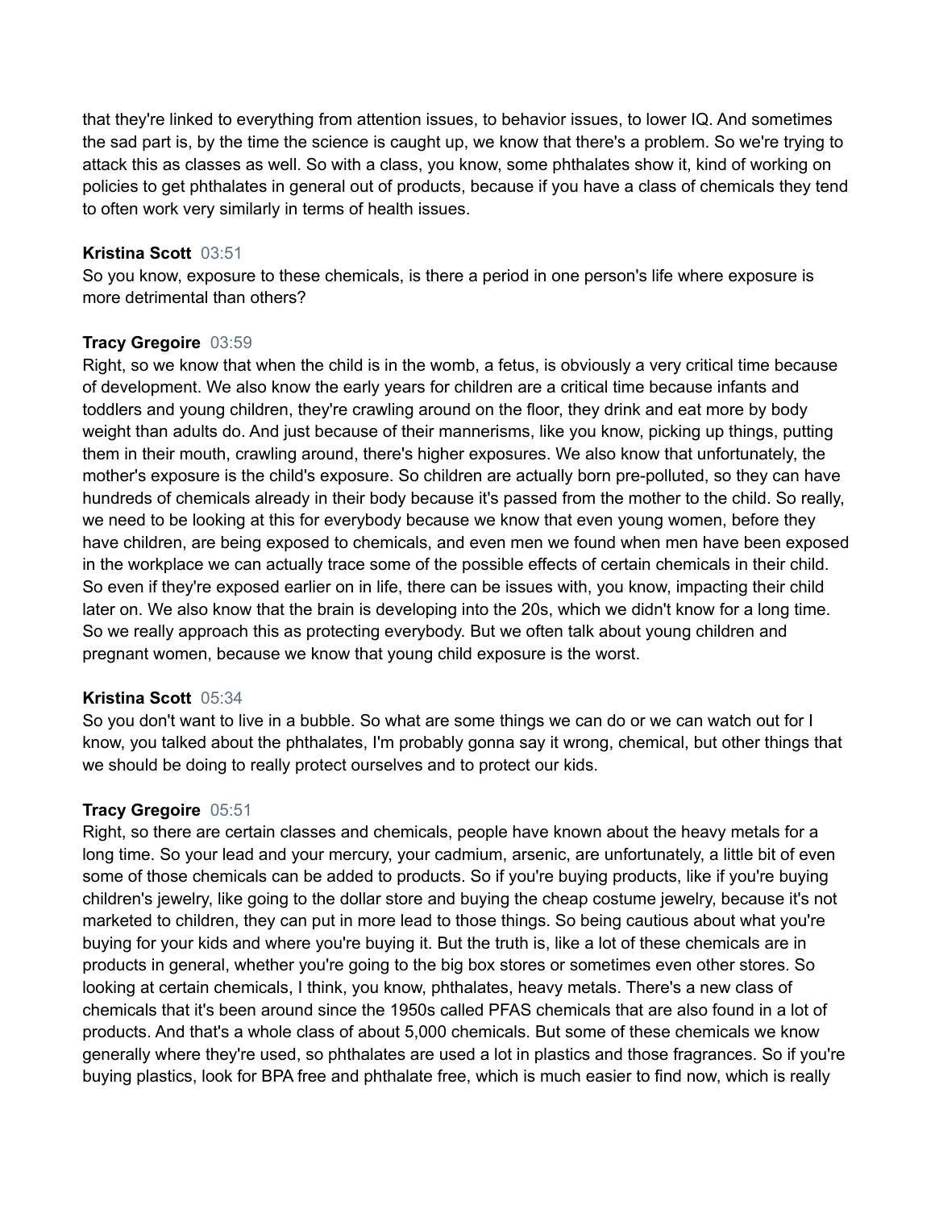that they're linked to everything from attention issues, to behavior issues, to lower IQ. And sometimes the sad part is, by the time the science is caught up, we know that there's a problem. So we're trying to attack this as classes as well. So with a class, you know, some phthalates show it, kind of working on policies to get phthalates in general out of products, because if you have a class of chemicals they tend to often work very similarly in terms of health issues.

**Kristina Scott** 03:51
So you know, exposure to these chemicals, is there a period in one person's life where exposure is more detrimental than others?

**Tracy Gregoire** 03:59
Right, so we know that when the child is in the womb, a fetus, is obviously a very critical time because of development. We also know the early years for children are a critical time because infants and toddlers and young children, they're crawling around on the floor, they drink and eat more by body weight than adults do. And just because of their mannerisms, like you know, picking up things, putting them in their mouth, crawling around, there's higher exposures. We also know that unfortunately, the mother's exposure is the child's exposure. So children are actually born pre-polluted, so they can have hundreds of chemicals already in their body because it's passed from the mother to the child. So really, we need to be looking at this for everybody because we know that even young women, before they have children, are being exposed to chemicals, and even men we found when men have been exposed in the workplace we can actually trace some of the possible effects of certain chemicals in their child. So even if they're exposed earlier on in life, there can be issues with, you know, impacting their child later on. We also know that the brain is developing into the 20s, which we didn't know for a long time. So we really approach this as protecting everybody. But we often talk about young children and pregnant women, because we know that young child exposure is the worst.

**Kristina Scott** 05:34
So you don't want to live in a bubble. So what are some things we can do or we can watch out for I know, you talked about the phthalates, I'm probably gonna say it wrong, chemical, but other things that we should be doing to really protect ourselves and to protect our kids.

**Tracy Gregoire** 05:51
Right, so there are certain classes and chemicals, people have known about the heavy metals for a long time. So your lead and your mercury, your cadmium, arsenic, are unfortunately, a little bit of even some of those chemicals can be added to products. So if you're buying products, like if you're buying children's jewelry, like going to the dollar store and buying the cheap costume jewelry, because it's not marketed to children, they can put in more lead to those things. So being cautious about what you're buying for your kids and where you're buying it. But the truth is, like a lot of these chemicals are in products in general, whether you're going to the big box stores or sometimes even other stores. So looking at certain chemicals, I think, you know, phthalates, heavy metals. There's a new class of chemicals that it's been around since the 1950s called PFAS chemicals that are also found in a lot of products. And that's a whole class of about 5,000 chemicals. But some of these chemicals we know generally where they're used, so phthalates are used a lot in plastics and those fragrances. So if you're buying plastics, look for BPA free and phthalate free, which is much easier to find now, which is really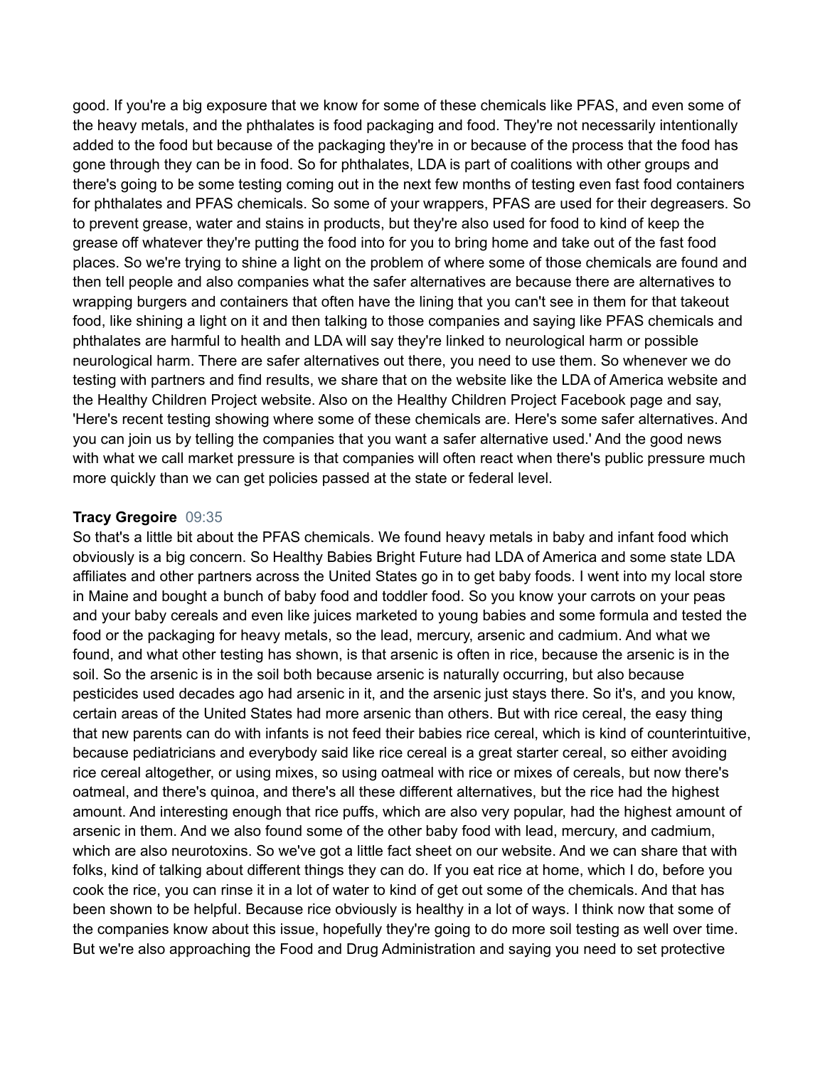good. If you're a big exposure that we know for some of these chemicals like PFAS, and even some of the heavy metals, and the phthalates is food packaging and food. They're not necessarily intentionally added to the food but because of the packaging they're in or because of the process that the food has gone through they can be in food. So for phthalates, LDA is part of coalitions with other groups and there's going to be some testing coming out in the next few months of testing even fast food containers for phthalates and PFAS chemicals. So some of your wrappers, PFAS are used for their degreasers. So to prevent grease, water and stains in products, but they're also used for food to kind of keep the grease off whatever they're putting the food into for you to bring home and take out of the fast food places. So we're trying to shine a light on the problem of where some of those chemicals are found and then tell people and also companies what the safer alternatives are because there are alternatives to wrapping burgers and containers that often have the lining that you can't see in them for that takeout food, like shining a light on it and then talking to those companies and saying like PFAS chemicals and phthalates are harmful to health and LDA will say they're linked to neurological harm or possible neurological harm. There are safer alternatives out there, you need to use them. So whenever we do testing with partners and find results, we share that on the website like the LDA of America website and the Healthy Children Project website. Also on the Healthy Children Project Facebook page and say, 'Here's recent testing showing where some of these chemicals are. Here's some safer alternatives. And you can join us by telling the companies that you want a safer alternative used.' And the good news with what we call market pressure is that companies will often react when there's public pressure much more quickly than we can get policies passed at the state or federal level.

**Tracy Gregoire** 09:35
So that's a little bit about the PFAS chemicals. We found heavy metals in baby and infant food which obviously is a big concern. So Healthy Babies Bright Future had LDA of America and some state LDA affiliates and other partners across the United States go in to get baby foods. I went into my local store in Maine and bought a bunch of baby food and toddler food. So you know your carrots on your peas and your baby cereals and even like juices marketed to young babies and some formula and tested the food or the packaging for heavy metals, so the lead, mercury, arsenic and cadmium. And what we found, and what other testing has shown, is that arsenic is often in rice, because the arsenic is in the soil. So the arsenic is in the soil both because arsenic is naturally occurring, but also because pesticides used decades ago had arsenic in it, and the arsenic just stays there. So it's, and you know, certain areas of the United States had more arsenic than others. But with rice cereal, the easy thing that new parents can do with infants is not feed their babies rice cereal, which is kind of counterintuitive, because pediatricians and everybody said like rice cereal is a great starter cereal, so either avoiding rice cereal altogether, or using mixes, so using oatmeal with rice or mixes of cereals, but now there's oatmeal, and there's quinoa, and there's all these different alternatives, but the rice had the highest amount. And interesting enough that rice puffs, which are also very popular, had the highest amount of arsenic in them. And we also found some of the other baby food with lead, mercury, and cadmium, which are also neurotoxins. So we've got a little fact sheet on our website. And we can share that with folks, kind of talking about different things they can do. If you eat rice at home, which I do, before you cook the rice, you can rinse it in a lot of water to kind of get out some of the chemicals. And that has been shown to be helpful. Because rice obviously is healthy in a lot of ways. I think now that some of the companies know about this issue, hopefully they're going to do more soil testing as well over time. But we're also approaching the Food and Drug Administration and saying you need to set protective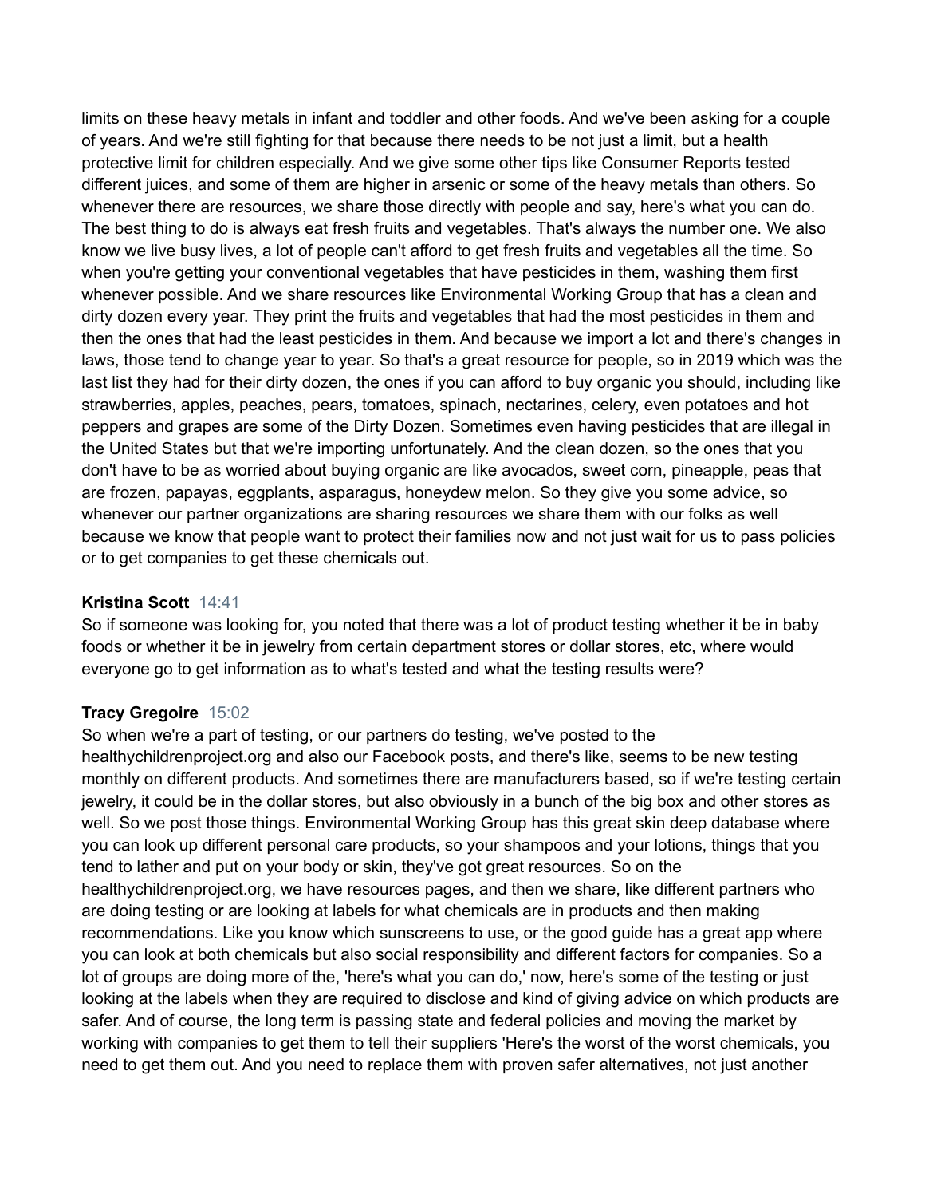limits on these heavy metals in infant and toddler and other foods. And we've been asking for a couple of years. And we're still fighting for that because there needs to be not just a limit, but a health protective limit for children especially. And we give some other tips like Consumer Reports tested different juices, and some of them are higher in arsenic or some of the heavy metals than others. So whenever there are resources, we share those directly with people and say, here's what you can do. The best thing to do is always eat fresh fruits and vegetables. That's always the number one. We also know we live busy lives, a lot of people can't afford to get fresh fruits and vegetables all the time. So when you're getting your conventional vegetables that have pesticides in them, washing them first whenever possible. And we share resources like Environmental Working Group that has a clean and dirty dozen every year. They print the fruits and vegetables that had the most pesticides in them and then the ones that had the least pesticides in them. And because we import a lot and there's changes in laws, those tend to change year to year. So that's a great resource for people, so in 2019 which was the last list they had for their dirty dozen, the ones if you can afford to buy organic you should, including like strawberries, apples, peaches, pears, tomatoes, spinach, nectarines, celery, even potatoes and hot peppers and grapes are some of the Dirty Dozen. Sometimes even having pesticides that are illegal in the United States but that we're importing unfortunately. And the clean dozen, so the ones that you don't have to be as worried about buying organic are like avocados, sweet corn, pineapple, peas that are frozen, papayas, eggplants, asparagus, honeydew melon. So they give you some advice, so whenever our partner organizations are sharing resources we share them with our folks as well because we know that people want to protect their families now and not just wait for us to pass policies or to get companies to get these chemicals out.

**Kristina Scott** 14:41
So if someone was looking for, you noted that there was a lot of product testing whether it be in baby foods or whether it be in jewelry from certain department stores or dollar stores, etc, where would everyone go to get information as to what's tested and what the testing results were?

**Tracy Gregoire** 15:02
So when we're a part of testing, or our partners do testing, we've posted to the healthychildrenproject.org and also our Facebook posts, and there's like, seems to be new testing monthly on different products. And sometimes there are manufacturers based, so if we're testing certain jewelry, it could be in the dollar stores, but also obviously in a bunch of the big box and other stores as well. So we post those things. Environmental Working Group has this great skin deep database where you can look up different personal care products, so your shampoos and your lotions, things that you tend to lather and put on your body or skin, they've got great resources. So on the healthychildrenproject.org, we have resources pages, and then we share, like different partners who are doing testing or are looking at labels for what chemicals are in products and then making recommendations. Like you know which sunscreens to use, or the good guide has a great app where you can look at both chemicals but also social responsibility and different factors for companies. So a lot of groups are doing more of the, 'here's what you can do,' now, here's some of the testing or just looking at the labels when they are required to disclose and kind of giving advice on which products are safer. And of course, the long term is passing state and federal policies and moving the market by working with companies to get them to tell their suppliers 'Here's the worst of the worst chemicals, you need to get them out. And you need to replace them with proven safer alternatives, not just another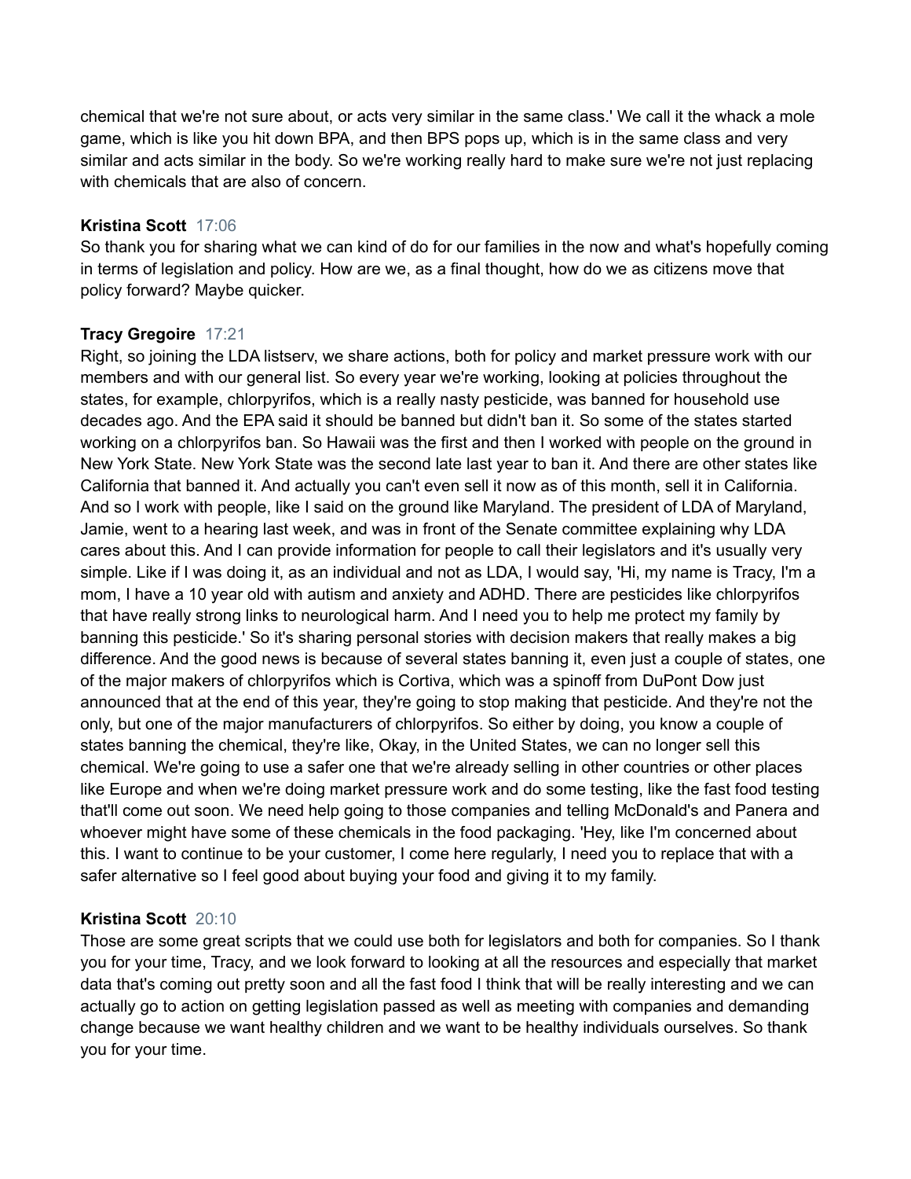chemical that we're not sure about, or acts very similar in the same class.' We call it the whack a mole game, which is like you hit down BPA, and then BPS pops up, which is in the same class and very similar and acts similar in the body. So we're working really hard to make sure we're not just replacing with chemicals that are also of concern.

**Kristina Scott** 17:06
So thank you for sharing what we can kind of do for our families in the now and what's hopefully coming in terms of legislation and policy. How are we, as a final thought, how do we as citizens move that policy forward? Maybe quicker.

**Tracy Gregoire** 17:21
Right, so joining the LDA listserv, we share actions, both for policy and market pressure work with our members and with our general list. So every year we're working, looking at policies throughout the states, for example, chlorpyrifos, which is a really nasty pesticide, was banned for household use decades ago. And the EPA said it should be banned but didn't ban it. So some of the states started working on a chlorpyrifos ban. So Hawaii was the first and then I worked with people on the ground in New York State. New York State was the second late last year to ban it. And there are other states like California that banned it. And actually you can't even sell it now as of this month, sell it in California. And so I work with people, like I said on the ground like Maryland. The president of LDA of Maryland, Jamie, went to a hearing last week, and was in front of the Senate committee explaining why LDA cares about this. And I can provide information for people to call their legislators and it's usually very simple. Like if I was doing it, as an individual and not as LDA, I would say, 'Hi, my name is Tracy, I'm a mom, I have a 10 year old with autism and anxiety and ADHD. There are pesticides like chlorpyrifos that have really strong links to neurological harm. And I need you to help me protect my family by banning this pesticide.' So it's sharing personal stories with decision makers that really makes a big difference. And the good news is because of several states banning it, even just a couple of states, one of the major makers of chlorpyrifos which is Cortiva, which was a spinoff from DuPont Dow just announced that at the end of this year, they're going to stop making that pesticide. And they're not the only, but one of the major manufacturers of chlorpyrifos. So either by doing, you know a couple of states banning the chemical, they're like, Okay, in the United States, we can no longer sell this chemical. We're going to use a safer one that we're already selling in other countries or other places like Europe and when we're doing market pressure work and do some testing, like the fast food testing that'll come out soon. We need help going to those companies and telling McDonald's and Panera and whoever might have some of these chemicals in the food packaging. 'Hey, like I'm concerned about this. I want to continue to be your customer, I come here regularly, I need you to replace that with a safer alternative so I feel good about buying your food and giving it to my family.

**Kristina Scott** 20:10
Those are some great scripts that we could use both for legislators and both for companies. So I thank you for your time, Tracy, and we look forward to looking at all the resources and especially that market data that's coming out pretty soon and all the fast food I think that will be really interesting and we can actually go to action on getting legislation passed as well as meeting with companies and demanding change because we want healthy children and we want to be healthy individuals ourselves. So thank you for your time.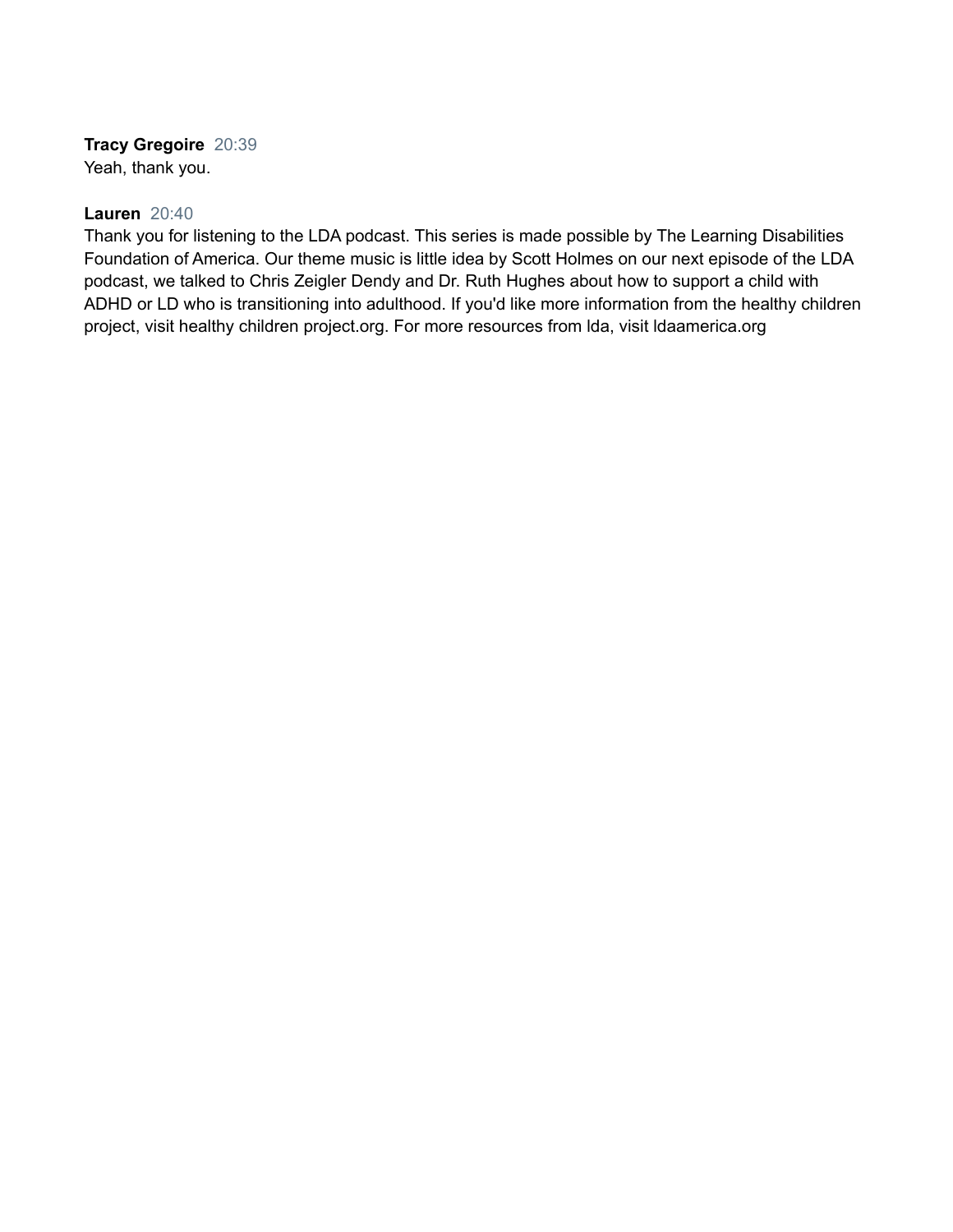**Tracy Gregoire** 20:39
Yeah, thank you.

**Lauren** 20:40
Thank you for listening to the LDA podcast. This series is made possible by The Learning Disabilities Foundation of America. Our theme music is little idea by Scott Holmes on our next episode of the LDA podcast, we talked to Chris Zeigler Dendy and Dr. Ruth Hughes about how to support a child with ADHD or LD who is transitioning into adulthood. If you'd like more information from the healthy children project, visit healthy children project.org. For more resources from lda, visit ldaamerica.org